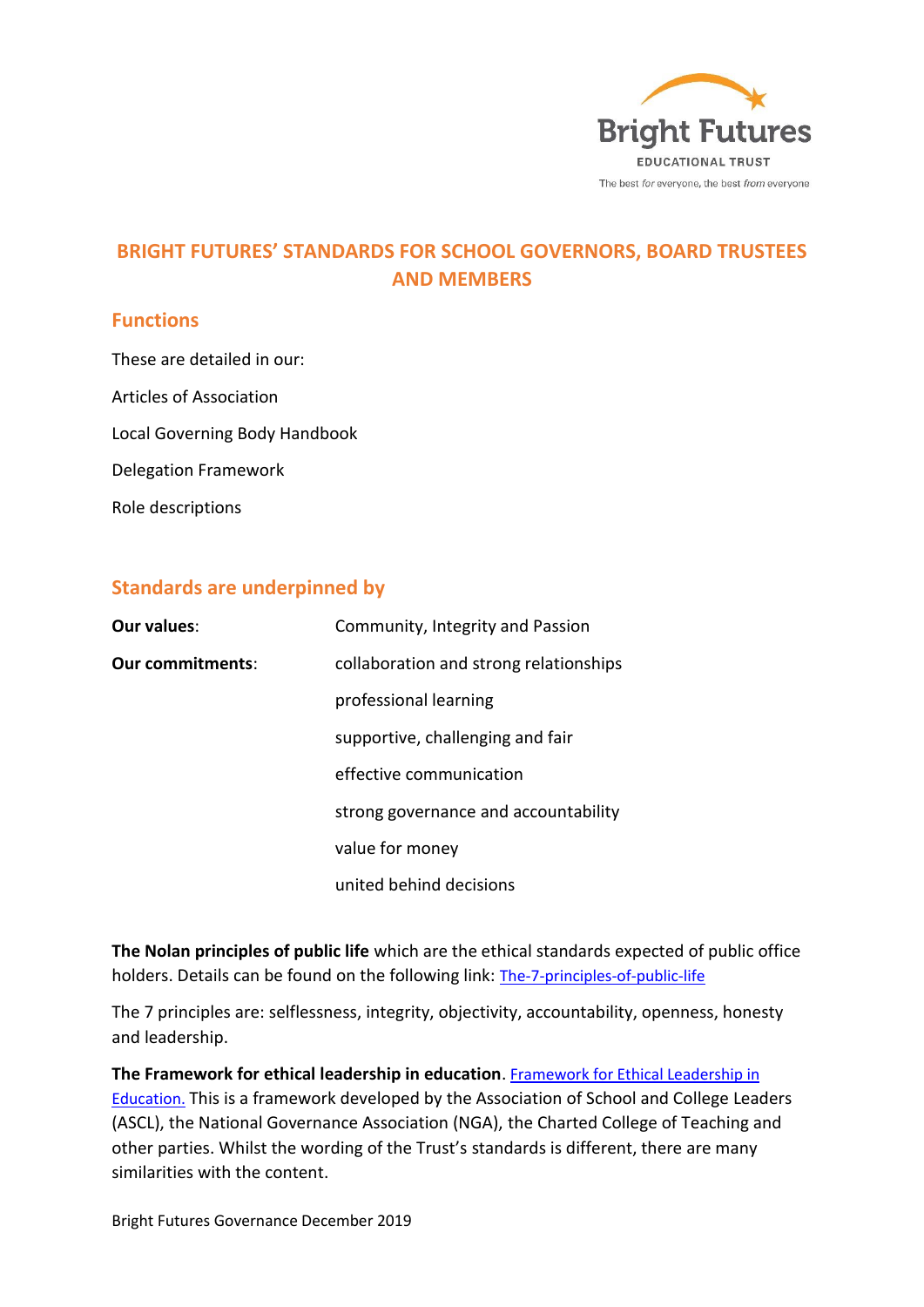# BRIGHT FUTURES' STANDARDS FOR SCHOOL GOVERNORS, BOARD TRUSTEES AND MEMBERS

## Functions

These are detailed in our:

Articles of Association

Local Governing Body Handbook

Delegation Framework

Role descriptions

## Standards are underpinned by

| | |
|---|---|
| **Our values**: | Community, Integrity and Passion |
| **Our commitments**: | collaboration and strong relationships |
| | professional learning |
| | supportive, challenging and fair |
| | effective communication |
| | strong governance and accountability |
| | value for money |
| | united behind decisions |

**The Nolan principles of public life** which are the ethical standards expected of public office holders. Details can be found on the following link: [The-7-principles-of-public-life]

The 7 principles are: selflessness, integrity, objectivity, accountability, openness, honesty and leadership.

**The Framework for ethical leadership in education**. [Framework for Ethical Leadership in Education.] This is a framework developed by the Association of School and College Leaders (ASCL), the National Governance Association (NGA), the Charted College of Teaching and other parties. Whilst the wording of the Trust's standards is different, there are many similarities with the content.

Bright Futures Governance December 2019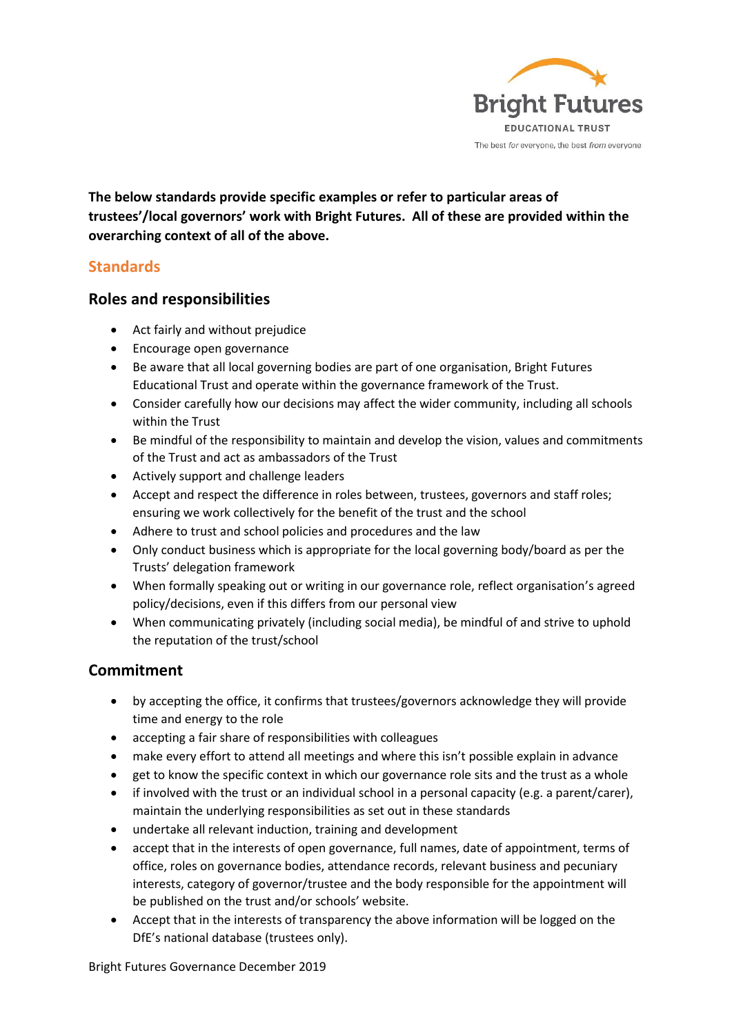**The below standards provide specific examples or refer to particular areas of trustees'/local governors' work with Bright Futures. All of these are provided within the overarching context of all of the above.**

## Standards

### Roles and responsibilities

- Act fairly and without prejudice
- Encourage open governance
- Be aware that all local governing bodies are part of one organisation, Bright Futures Educational Trust and operate within the governance framework of the Trust.
- Consider carefully how our decisions may affect the wider community, including all schools within the Trust
- Be mindful of the responsibility to maintain and develop the vision, values and commitments of the Trust and act as ambassadors of the Trust
- Actively support and challenge leaders
- Accept and respect the difference in roles between, trustees, governors and staff roles; ensuring we work collectively for the benefit of the trust and the school
- Adhere to trust and school policies and procedures and the law
- Only conduct business which is appropriate for the local governing body/board as per the Trusts' delegation framework
- When formally speaking out or writing in our governance role, reflect organisation's agreed policy/decisions, even if this differs from our personal view
- When communicating privately (including social media), be mindful of and strive to uphold the reputation of the trust/school

### Commitment

- by accepting the office, it confirms that trustees/governors acknowledge they will provide time and energy to the role
- accepting a fair share of responsibilities with colleagues
- make every effort to attend all meetings and where this isn't possible explain in advance
- get to know the specific context in which our governance role sits and the trust as a whole
- if involved with the trust or an individual school in a personal capacity (e.g. a parent/carer), maintain the underlying responsibilities as set out in these standards
- undertake all relevant induction, training and development
- accept that in the interests of open governance, full names, date of appointment, terms of office, roles on governance bodies, attendance records, relevant business and pecuniary interests, category of governor/trustee and the body responsible for the appointment will be published on the trust and/or schools' website.
- Accept that in the interests of transparency the above information will be logged on the DfE's national database (trustees only).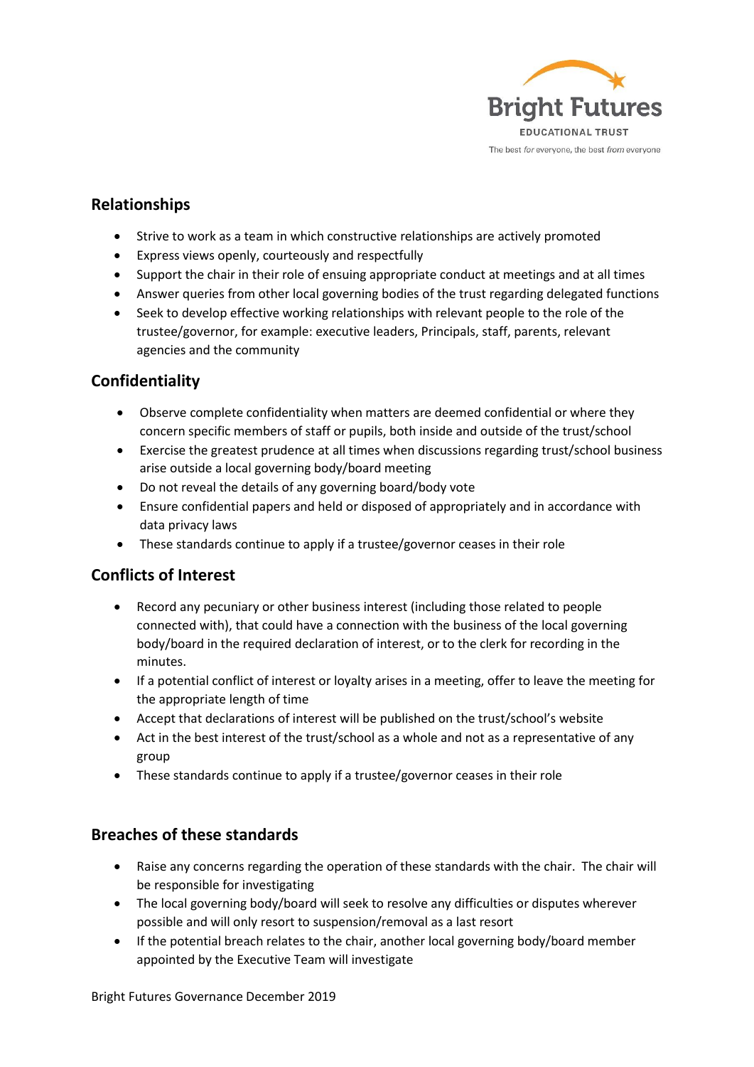## Relationships

- Strive to work as a team in which constructive relationships are actively promoted
- Express views openly, courteously and respectfully
- Support the chair in their role of ensuing appropriate conduct at meetings and at all times
- Answer queries from other local governing bodies of the trust regarding delegated functions
- Seek to develop effective working relationships with relevant people to the role of the trustee/governor, for example: executive leaders, Principals, staff, parents, relevant agencies and the community

## Confidentiality

- Observe complete confidentiality when matters are deemed confidential or where they concern specific members of staff or pupils, both inside and outside of the trust/school
- Exercise the greatest prudence at all times when discussions regarding trust/school business arise outside a local governing body/board meeting
- Do not reveal the details of any governing board/body vote
- Ensure confidential papers and held or disposed of appropriately and in accordance with data privacy laws
- These standards continue to apply if a trustee/governor ceases in their role

## Conflicts of Interest

- Record any pecuniary or other business interest (including those related to people connected with), that could have a connection with the business of the local governing body/board in the required declaration of interest, or to the clerk for recording in the minutes.
- If a potential conflict of interest or loyalty arises in a meeting, offer to leave the meeting for the appropriate length of time
- Accept that declarations of interest will be published on the trust/school's website
- Act in the best interest of the trust/school as a whole and not as a representative of any group
- These standards continue to apply if a trustee/governor ceases in their role

## Breaches of these standards

- Raise any concerns regarding the operation of these standards with the chair. The chair will be responsible for investigating
- The local governing body/board will seek to resolve any difficulties or disputes wherever possible and will only resort to suspension/removal as a last resort
- If the potential breach relates to the chair, another local governing body/board member appointed by the Executive Team will investigate